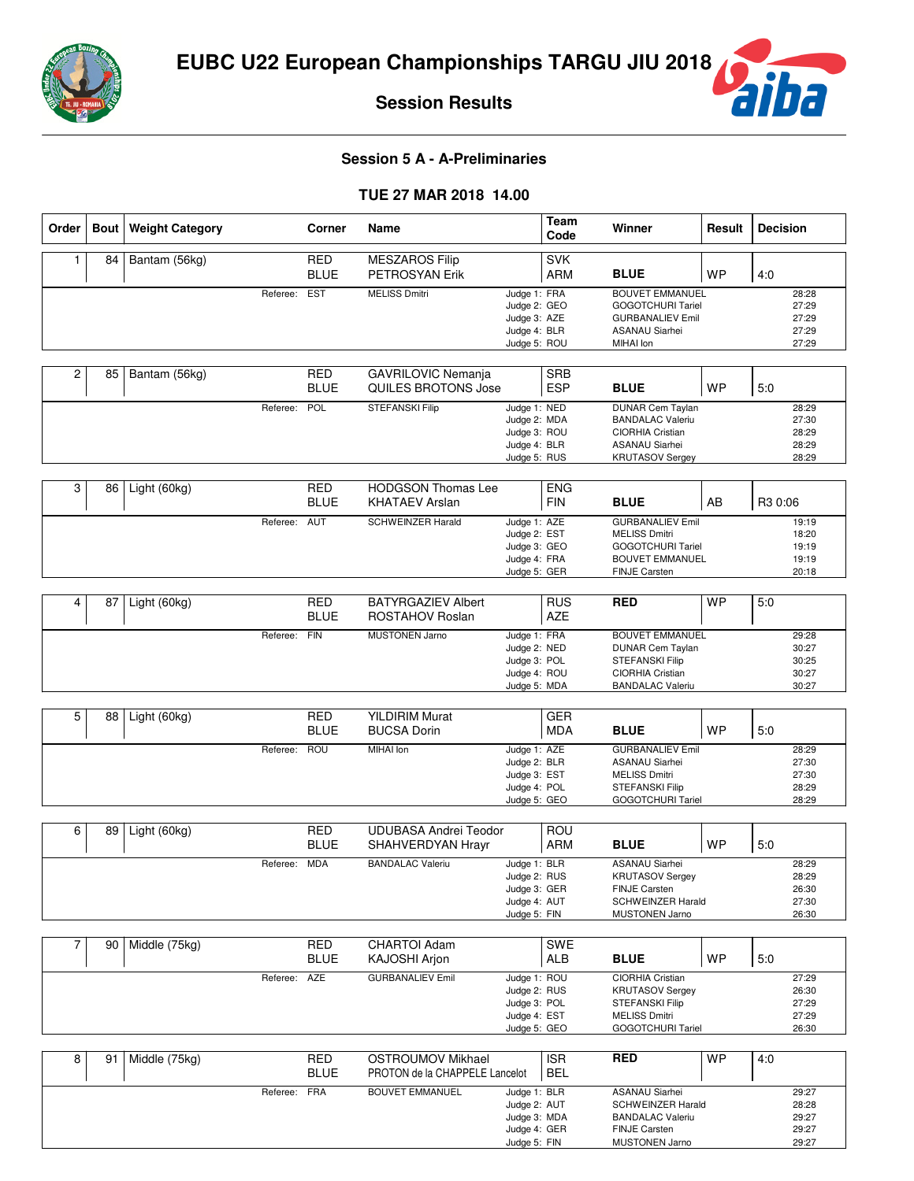# EUBC U22 European Championships TARGU JIU 2018

## Session Results

### Session 5 A - A-Preliminaries

### TUE 27 MAR 2018 14.00

| Order | Bout | Weight Category | Corner | Name | Team Code | Winner | Result | Decision |
|---|---|---|---|---|---|---|---|---|
| 1 | 84 | Bantam (56kg) | RED | MESZAROS Filip | SVK | | | |
| | | | BLUE | PETROSYAN Erik | ARM | BLUE | WP | 4:0 |
| | | | Referee: EST | MELISS Dmitri | Judge 1: FRA | BOUVET EMMANUEL | | 28:28 |
| | | | | | Judge 2: GEO | GOGOTCHURI Tariel | | 27:29 |
| | | | | | Judge 3: AZE | GURBANALIEV Emil | | 27:29 |
| | | | | | Judge 4: BLR | ASANAU Siarhei | | 27:29 |
| | | | | | Judge 5: ROU | MIHAI Ion | | 27:29 |
| 2 | 85 | Bantam (56kg) | RED | GAVRILOVIC Nemanja | SRB | | | |
| | | | BLUE | QUILES BROTONS Jose | ESP | BLUE | WP | 5:0 |
| | | | Referee: POL | STEFANSKI Filip | Judge 1: NED | DUNAR Cem Taylan | | 28:29 |
| | | | | | Judge 2: MDA | BANDALAC Valeriu | | 27:30 |
| | | | | | Judge 3: ROU | CIORHIA Cristian | | 28:29 |
| | | | | | Judge 4: BLR | ASANAU Siarhei | | 28:29 |
| | | | | | Judge 5: RUS | KRUTASOV Sergey | | 28:29 |
| 3 | 86 | Light (60kg) | RED | HODGSON Thomas Lee | ENG | | | |
| | | | BLUE | KHATAEV Arslan | FIN | BLUE | AB | R3 0:06 |
| | | | Referee: AUT | SCHWEINZER Harald | Judge 1: AZE | GURBANALIEV Emil | | 19:19 |
| | | | | | Judge 2: EST | MELISS Dmitri | | 18:20 |
| | | | | | Judge 3: GEO | GOGOTCHURI Tariel | | 19:19 |
| | | | | | Judge 4: FRA | BOUVET EMMANUEL | | 19:19 |
| | | | | | Judge 5: GER | FINJE Carsten | | 20:18 |
| 4 | 87 | Light (60kg) | RED | BATYRGAZIEV Albert | RUS | RED | WP | 5:0 |
| | | | BLUE | ROSTAHOV Roslan | AZE | | | |
| | | | Referee: FIN | MUSTONEN Jarno | Judge 1: FRA | BOUVET EMMANUEL | | 29:28 |
| | | | | | Judge 2: NED | DUNAR Cem Taylan | | 30:27 |
| | | | | | Judge 3: POL | STEFANSKI Filip | | 30:25 |
| | | | | | Judge 4: ROU | CIORHIA Cristian | | 30:27 |
| | | | | | Judge 5: MDA | BANDALAC Valeriu | | 30:27 |
| 5 | 88 | Light (60kg) | RED | YILDIRIM Murat | GER | | | |
| | | | BLUE | BUCSA Dorin | MDA | BLUE | WP | 5:0 |
| | | | Referee: ROU | MIHAI Ion | Judge 1: AZE | GURBANALIEV Emil | | 28:29 |
| | | | | | Judge 2: BLR | ASANAU Siarhei | | 27:30 |
| | | | | | Judge 3: EST | MELISS Dmitri | | 27:30 |
| | | | | | Judge 4: POL | STEFANSKI Filip | | 28:29 |
| | | | | | Judge 5: GEO | GOGOTCHURI Tariel | | 28:29 |
| 6 | 89 | Light (60kg) | RED | UDUBASA Andrei Teodor | ROU | | | |
| | | | BLUE | SHAHVERDYAN Hrayr | ARM | BLUE | WP | 5:0 |
| | | | Referee: MDA | BANDALAC Valeriu | Judge 1: BLR | ASANAU Siarhei | | 28:29 |
| | | | | | Judge 2: RUS | KRUTASOV Sergey | | 28:29 |
| | | | | | Judge 3: GER | FINJE Carsten | | 26:30 |
| | | | | | Judge 4: AUT | SCHWEINZER Harald | | 27:30 |
| | | | | | Judge 5: FIN | MUSTONEN Jarno | | 26:30 |
| 7 | 90 | Middle (75kg) | RED | CHARTOI Adam | SWE | | | |
| | | | BLUE | KAJOSHI Arjon | ALB | BLUE | WP | 5:0 |
| | | | Referee: AZE | GURBANALIEV Emil | Judge 1: ROU | CIORHIA Cristian | | 27:29 |
| | | | | | Judge 2: RUS | KRUTASOV Sergey | | 26:30 |
| | | | | | Judge 3: POL | STEFANSKI Filip | | 27:29 |
| | | | | | Judge 4: EST | MELISS Dmitri | | 27:29 |
| | | | | | Judge 5: GEO | GOGOTCHURI Tariel | | 26:30 |
| 8 | 91 | Middle (75kg) | RED | OSTROUMOV Mikhael | ISR | RED | WP | 4:0 |
| | | | BLUE | PROTON de la CHAPPELE Lancelot | BEL | | | |
| | | | Referee: FRA | BOUVET EMMANUEL | Judge 1: BLR | ASANAU Siarhei | | 29:27 |
| | | | | | Judge 2: AUT | SCHWEINZER Harald | | 28:28 |
| | | | | | Judge 3: MDA | BANDALAC Valeriu | | 29:27 |
| | | | | | Judge 4: GER | FINJE Carsten | | 29:27 |
| | | | | | Judge 5: FIN | MUSTONEN Jarno | | 29:27 |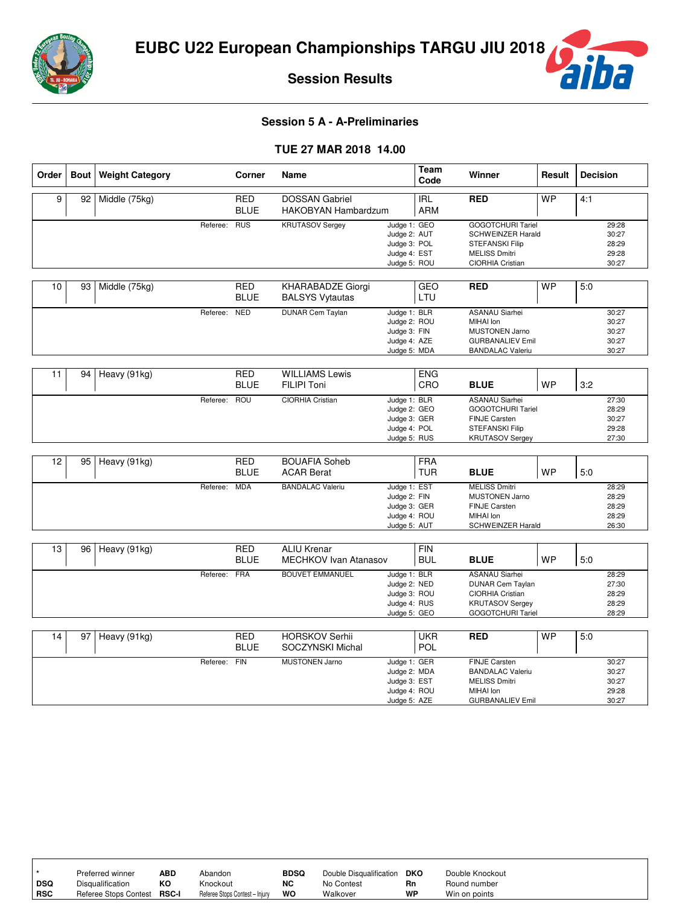# EUBC U22 European Championships TARGU JIU 2018

## Session Results

### Session 5 A - A-Preliminaries

### TUE 27 MAR 2018 14.00

| Order | Bout | Weight Category | Corner | Name | Team Code | Winner | Result | Decision |
|---|---|---|---|---|---|---|---|---|
| 9 | 92 | Middle (75kg) | RED<br>BLUE | DOSSAN Gabriel<br>HAKOBYAN Hambardzum | IRL<br>ARM | RED | WP | 4:1 |
| | | | Referee: RUS | KRUTASOV Sergey | Judge 1: GEO | GOGOTCHURI Tariel | | 29:28 |
| | | | | | Judge 2: AUT | SCHWEINZER Harald | | 30:27 |
| | | | | | Judge 3: POL | STEFANSKI Filip | | 28:29 |
| | | | | | Judge 4: EST | MELISS Dmitri | | 29:28 |
| | | | | | Judge 5: ROU | CIORHIA Cristian | | 30:27 |
| 10 | 93 | Middle (75kg) | RED<br>BLUE | KHARABADZE Giorgi<br>BALSYS Vytautas | GEO<br>LTU | RED | WP | 5:0 |
| | | | Referee: NED | DUNAR Cem Taylan | Judge 1: BLR | ASANAU Siarhei | | 30:27 |
| | | | | | Judge 2: ROU | MIHAI Ion | | 30:27 |
| | | | | | Judge 3: FIN | MUSTONEN Jarno | | 30:27 |
| | | | | | Judge 4: AZE | GURBANALIEV Emil | | 30:27 |
| | | | | | Judge 5: MDA | BANDALAC Valeriu | | 30:27 |
| 11 | 94 | Heavy (91kg) | RED<br>BLUE | WILLIAMS Lewis<br>FILIPI Toni | ENG<br>CRO | BLUE | WP | 3:2 |
| | | | Referee: ROU | CIORHIA Cristian | Judge 1: BLR | ASANAU Siarhei | | 27:30 |
| | | | | | Judge 2: GEO | GOGOTCHURI Tariel | | 28:29 |
| | | | | | Judge 3: GER | FINJE Carsten | | 30:27 |
| | | | | | Judge 4: POL | STEFANSKI Filip | | 29:28 |
| | | | | | Judge 5: RUS | KRUTASOV Sergey | | 27:30 |
| 12 | 95 | Heavy (91kg) | RED<br>BLUE | BOUAFIA Soheb<br>ACAR Berat | FRA<br>TUR | BLUE | WP | 5:0 |
| | | | Referee: MDA | BANDALAC Valeriu | Judge 1: EST | MELISS Dmitri | | 28:29 |
| | | | | | Judge 2: FIN | MUSTONEN Jarno | | 28:29 |
| | | | | | Judge 3: GER | FINJE Carsten | | 28:29 |
| | | | | | Judge 4: ROU | MIHAI Ion | | 28:29 |
| | | | | | Judge 5: AUT | SCHWEINZER Harald | | 26:30 |
| 13 | 96 | Heavy (91kg) | RED<br>BLUE | ALIU Krenar<br>MECHKOV Ivan Atanasov | FIN<br>BUL | BLUE | WP | 5:0 |
| | | | Referee: FRA | BOUVET EMMANUEL | Judge 1: BLR | ASANAU Siarhei | | 28:29 |
| | | | | | Judge 2: NED | DUNAR Cem Taylan | | 27:30 |
| | | | | | Judge 3: ROU | CIORHIA Cristian | | 28:29 |
| | | | | | Judge 4: RUS | KRUTASOV Sergey | | 28:29 |
| | | | | | Judge 5: GEO | GOGOTCHURI Tariel | | 28:29 |
| 14 | 97 | Heavy (91kg) | RED<br>BLUE | HORSKOV Serhii<br>SOCZYNSKI Michal | UKR<br>POL | RED | WP | 5:0 |
| | | | Referee: FIN | MUSTONEN Jarno | Judge 1: GER | FINJE Carsten | | 30:27 |
| | | | | | Judge 2: MDA | BANDALAC Valeriu | | 30:27 |
| | | | | | Judge 3: EST | MELISS Dmitri | | 30:27 |
| | | | | | Judge 4: ROU | MIHAI Ion | | 29:28 |
| | | | | | Judge 5: AZE | GURBANALIEV Emil | | 30:27 |

| | | | | | | | |
|---|---|---|---|---|---|---|---|
| * | Preferred winner | ABD | Abandon | BDSQ | Double Disqualification | DKO | Double Knockout |
| DSQ | Disqualification | KO | Knockout | NC | No Contest | Rn | Round number |
| RSC | Referee Stops Contest | RSC-I | Referee Stops Contest – Injury | WO | Walkover | WP | Win on points |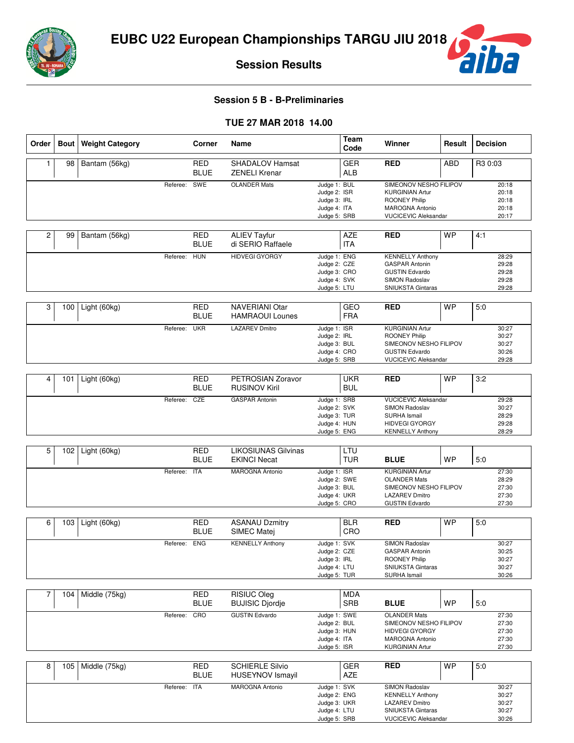# EUBC U22 European Championships TARGU JIU 2018

## Session Results

### Session 5 B - B-Preliminaries

### TUE 27 MAR 2018 14.00

| Order | Bout | Weight Category | Corner | Name | Team Code | Winner | Result | Decision |
|---|---|---|---|---|---|---|---|---|
| 1 | 98 | Bantam (56kg) | RED<br>BLUE | SHADALOV Hamsat<br>ZENELI Krenar | GER<br>ALB | RED | ABD | R3 0:03 |
| | | | Referee: SWE | OLANDER Mats | Judge 1: BUL | SIMEONOV NESHO FILIPOV | | 20:18 |
| | | | | | Judge 2: ISR | KURGINIAN Artur | | 20:18 |
| | | | | | Judge 3: IRL | ROONEY Philip | | 20:18 |
| | | | | | Judge 4: ITA | MAROGNA Antonio | | 20:18 |
| | | | | | Judge 5: SRB | VUCICEVIC Aleksandar | | 20:17 |
| 2 | 99 | Bantam (56kg) | RED<br>BLUE | ALIEV Tayfur<br>di SERIO Raffaele | AZE<br>ITA | RED | WP | 4:1 |
| | | | Referee: HUN | HIDVEGI GYORGY | Judge 1: ENG | KENNELLY Anthony | | 28:29 |
| | | | | | Judge 2: CZE | GASPAR Antonin | | 29:28 |
| | | | | | Judge 3: CRO | GUSTIN Edvardo | | 29:28 |
| | | | | | Judge 4: SVK | SIMON Radoslav | | 29:28 |
| | | | | | Judge 5: LTU | SNIUKSTA Gintaras | | 29:28 |
| 3 | 100 | Light (60kg) | RED<br>BLUE | NAVERIANI Otar<br>HAMRAOUI Lounes | GEO<br>FRA | RED | WP | 5:0 |
| | | | Referee: UKR | LAZAREV Dmitro | Judge 1: ISR | KURGINIAN Artur | | 30:27 |
| | | | | | Judge 2: IRL | ROONEY Philip | | 30:27 |
| | | | | | Judge 3: BUL | SIMEONOV NESHO FILIPOV | | 30:27 |
| | | | | | Judge 4: CRO | GUSTIN Edvardo | | 30:26 |
| | | | | | Judge 5: SRB | VUCICEVIC Aleksandar | | 29:28 |
| 4 | 101 | Light (60kg) | RED<br>BLUE | PETROSIAN Zoravor<br>RUSINOV Kiril | UKR<br>BUL | RED | WP | 3:2 |
| | | | Referee: CZE | GASPAR Antonin | Judge 1: SRB | VUCICEVIC Aleksandar | | 29:28 |
| | | | | | Judge 2: SVK | SIMON Radoslav | | 30:27 |
| | | | | | Judge 3: TUR | SURHA Ismail | | 28:29 |
| | | | | | Judge 4: HUN | HIDVEGI GYORGY | | 29:28 |
| | | | | | Judge 5: ENG | KENNELLY Anthony | | 28:29 |
| 5 | 102 | Light (60kg) | RED<br>BLUE | LIKOSIUNAS Gilvinas<br>EKINCI Necat | LTU<br>TUR | BLUE | WP | 5:0 |
| | | | Referee: ITA | MAROGNA Antonio | Judge 1: ISR | KURGINIAN Artur | | 27:30 |
| | | | | | Judge 2: SWE | OLANDER Mats | | 28:29 |
| | | | | | Judge 3: BUL | SIMEONOV NESHO FILIPOV | | 27:30 |
| | | | | | Judge 4: UKR | LAZAREV Dmitro | | 27:30 |
| | | | | | Judge 5: CRO | GUSTIN Edvardo | | 27:30 |
| 6 | 103 | Light (60kg) | RED<br>BLUE | ASANAU Dzmitry<br>SIMEC Matej | BLR<br>CRO | RED | WP | 5:0 |
| | | | Referee: ENG | KENNELLY Anthony | Judge 1: SVK | SIMON Radoslav | | 30:27 |
| | | | | | Judge 2: CZE | GASPAR Antonin | | 30:25 |
| | | | | | Judge 3: IRL | ROONEY Philip | | 30:27 |
| | | | | | Judge 4: LTU | SNIUKSTA Gintaras | | 30:27 |
| | | | | | Judge 5: TUR | SURHA Ismail | | 30:26 |
| 7 | 104 | Middle (75kg) | RED<br>BLUE | RISIUC Oleg<br>BUJISIC Djordje | MDA<br>SRB | BLUE | WP | 5:0 |
| | | | Referee: CRO | GUSTIN Edvardo | Judge 1: SWE | OLANDER Mats | | 27:30 |
| | | | | | Judge 2: BUL | SIMEONOV NESHO FILIPOV | | 27:30 |
| | | | | | Judge 3: HUN | HIDVEGI GYORGY | | 27:30 |
| | | | | | Judge 4: ITA | MAROGNA Antonio | | 27:30 |
| | | | | | Judge 5: ISR | KURGINIAN Artur | | 27:30 |
| 8 | 105 | Middle (75kg) | RED<br>BLUE | SCHIERLE Silvio<br>HUSEYNOV Ismayil | GER<br>AZE | RED | WP | 5:0 |
| | | | Referee: ITA | MAROGNA Antonio | Judge 1: SVK | SIMON Radoslav | | 30:27 |
| | | | | | Judge 2: ENG | KENNELLY Anthony | | 30:27 |
| | | | | | Judge 3: UKR | LAZAREV Dmitro | | 30:27 |
| | | | | | Judge 4: LTU | SNIUKSTA Gintaras | | 30:27 |
| | | | | | Judge 5: SRB | VUCICEVIC Aleksandar | | 30:26 |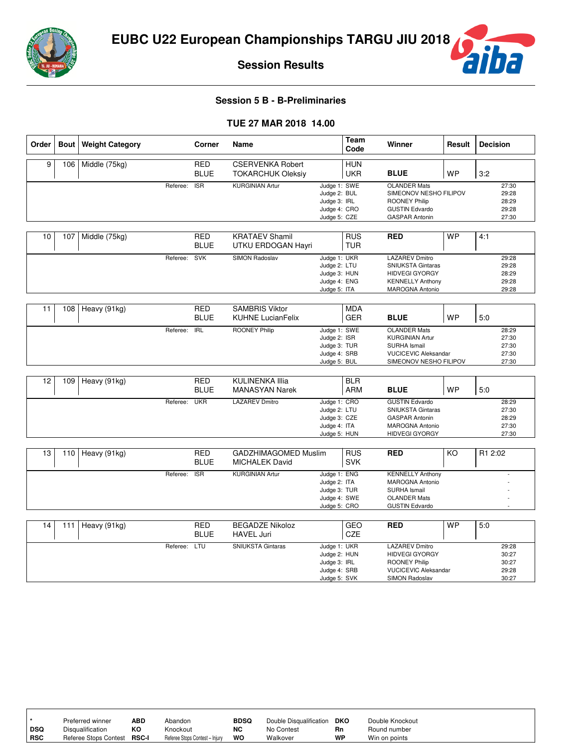# EUBC U22 European Championships TARGU JIU 2018

## Session Results

### Session 5 B - B-Preliminaries

### TUE 27 MAR 2018 14.00

| Order | Bout | Weight Category | Corner | Name | Team Code | Winner | Result | Decision |
|---|---|---|---|---|---|---|---|---|
| 9 | 106 | Middle (75kg) | RED | CSERVENKA Robert | HUN | | | |
| | | | BLUE | TOKARCHUK Oleksiy | UKR | BLUE | WP | 3:2 |
| | | | Referee: ISR | KURGINIAN Artur | Judge 1: SWE | OLANDER Mats | | 27:30 |
| | | | | | Judge 2: BUL | SIMEONOV NESHO FILIPOV | | 29:28 |
| | | | | | Judge 3: IRL | ROONEY Philip | | 28:29 |
| | | | | | Judge 4: CRO | GUSTIN Edvardo | | 29:28 |
| | | | | | Judge 5: CZE | GASPAR Antonin | | 27:30 |
| 10 | 107 | Middle (75kg) | RED | KRATAEV Shamil | RUS | RED | WP | 4:1 |
| | | | BLUE | UTKU ERDOGAN Hayri | TUR | | | |
| | | | Referee: SVK | SIMON Radoslav | Judge 1: UKR | LAZAREV Dmitro | | 29:28 |
| | | | | | Judge 2: LTU | SNIUKSTA Gintaras | | 29:28 |
| | | | | | Judge 3: HUN | HIDVEGI GYORGY | | 28:29 |
| | | | | | Judge 4: ENG | KENNELLY Anthony | | 29:28 |
| | | | | | Judge 5: ITA | MAROGNA Antonio | | 29:28 |
| 11 | 108 | Heavy (91kg) | RED | SAMBRIS Viktor | MDA | | | |
| | | | BLUE | KUHNE LucianFelix | GER | BLUE | WP | 5:0 |
| | | | Referee: IRL | ROONEY Philip | Judge 1: SWE | OLANDER Mats | | 28:29 |
| | | | | | Judge 2: ISR | KURGINIAN Artur | | 27:30 |
| | | | | | Judge 3: TUR | SURHA Ismail | | 27:30 |
| | | | | | Judge 4: SRB | VUCICEVIC Aleksandar | | 27:30 |
| | | | | | Judge 5: BUL | SIMEONOV NESHO FILIPOV | | 27:30 |
| 12 | 109 | Heavy (91kg) | RED | KULINENKA Illia | BLR | | | |
| | | | BLUE | MANASYAN Narek | ARM | BLUE | WP | 5:0 |
| | | | Referee: UKR | LAZAREV Dmitro | Judge 1: CRO | GUSTIN Edvardo | | 28:29 |
| | | | | | Judge 2: LTU | SNIUKSTA Gintaras | | 27:30 |
| | | | | | Judge 3: CZE | GASPAR Antonin | | 28:29 |
| | | | | | Judge 4: ITA | MAROGNA Antonio | | 27:30 |
| | | | | | Judge 5: HUN | HIDVEGI GYORGY | | 27:30 |
| 13 | 110 | Heavy (91kg) | RED | GADZHIMAGOMED Muslim | RUS | RED | KO | R1 2:02 |
| | | | BLUE | MICHALEK David | SVK | | | |
| | | | Referee: ISR | KURGINIAN Artur | Judge 1: ENG | KENNELLY Anthony | | - |
| | | | | | Judge 2: ITA | MAROGNA Antonio | | - |
| | | | | | Judge 3: TUR | SURHA Ismail | | - |
| | | | | | Judge 4: SWE | OLANDER Mats | | - |
| | | | | | Judge 5: CRO | GUSTIN Edvardo | | - |
| 14 | 111 | Heavy (91kg) | RED | BEGADZE Nikoloz | GEO | RED | WP | 5:0 |
| | | | BLUE | HAVEL Juri | CZE | | | |
| | | | Referee: LTU | SNIUKSTA Gintaras | Judge 1: UKR | LAZAREV Dmitro | | 29:28 |
| | | | | | Judge 2: HUN | HIDVEGI GYORGY | | 30:27 |
| | | | | | Judge 3: IRL | ROONEY Philip | | 30:27 |
| | | | | | Judge 4: SRB | VUCICEVIC Aleksandar | | 29:28 |
| | | | | | Judge 5: SVK | SIMON Radoslav | | 30:27 |

| | | | | | | | |
|---|---|---|---|---|---|---|---|
| * | Preferred winner | ABD | Abandon | BDSQ | Double Disqualification | DKO | Double Knockout |
| DSQ | Disqualification | KO | Knockout | NC | No Contest | Rn | Round number |
| RSC | Referee Stops Contest | RSC-I | Referee Stops Contest – Injury | WO | Walkover | WP | Win on points |